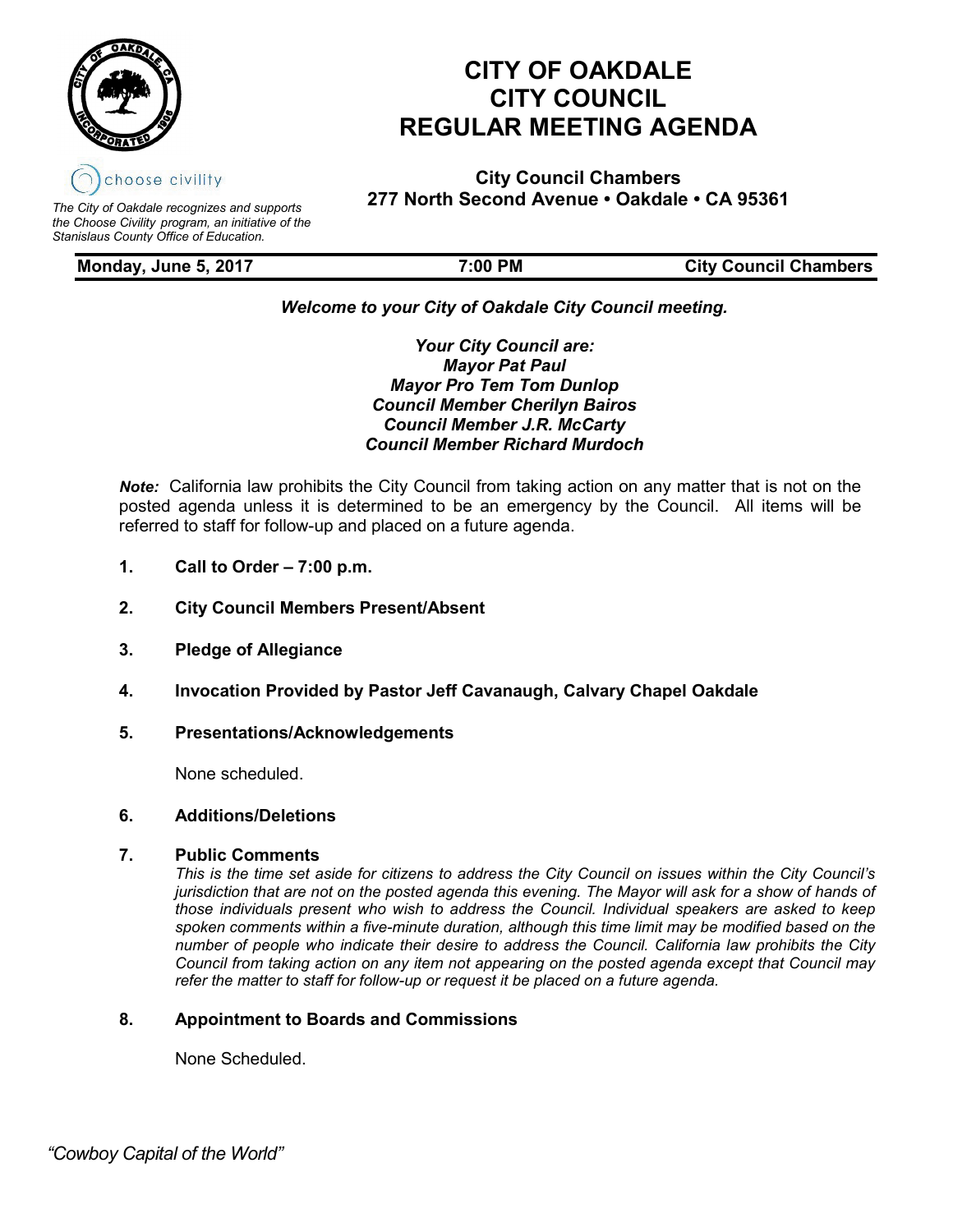# CITY OF OAKDALE
# CITY COUNCIL
# REGULAR MEETING AGENDA

choose civility

*The City of Oakdale recognizes and supports the Choose Civility program, an initiative of the Stanislaus County Office of Education.*

**City Council Chambers**
**277 North Second Avenue • Oakdale • CA 95361**

| **Monday, June 5, 2017** | **7:00 PM** | **City Council Chambers** |
|---|---|---|

***Welcome to your City of Oakdale City Council meeting.***

***Your City Council are:***
***Mayor Pat Paul***
***Mayor Pro Tem Tom Dunlop***
***Council Member Cherilyn Bairos***
***Council Member J.R. McCarty***
***Council Member Richard Murdoch***

***Note:*** California law prohibits the City Council from taking action on any matter that is not on the posted agenda unless it is determined to be an emergency by the Council. All items will be referred to staff for follow-up and placed on a future agenda.

1. **Call to Order – 7:00 p.m.**

2. **City Council Members Present/Absent**

3. **Pledge of Allegiance**

4. **Invocation Provided by Pastor Jeff Cavanaugh, Calvary Chapel Oakdale**

5. **Presentations/Acknowledgements**

   None scheduled.

6. **Additions/Deletions**

7. **Public Comments**

   *This is the time set aside for citizens to address the City Council on issues within the City Council's jurisdiction that are not on the posted agenda this evening. The Mayor will ask for a show of hands of those individuals present who wish to address the Council. Individual speakers are asked to keep spoken comments within a five-minute duration, although this time limit may be modified based on the number of people who indicate their desire to address the Council. California law prohibits the City Council from taking action on any item not appearing on the posted agenda except that Council may refer the matter to staff for follow-up or request it be placed on a future agenda.*

8. **Appointment to Boards and Commissions**

   None Scheduled.

*"Cowboy Capital of the World"*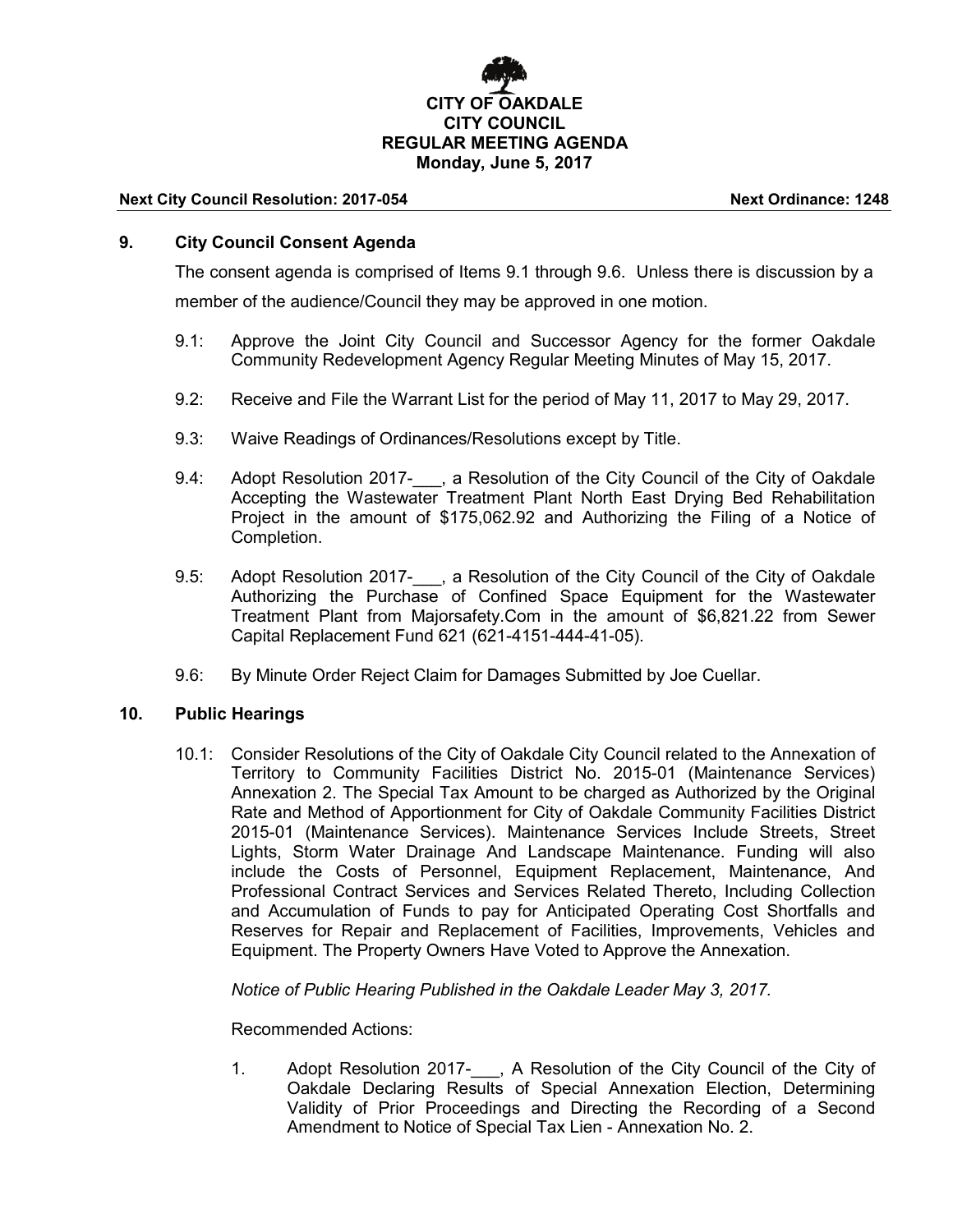**CITY OF OAKDALE**
**CITY COUNCIL**
**REGULAR MEETING AGENDA**
**Monday, June 5, 2017**

**Next City Council Resolution: 2017-054** **Next Ordinance: 1248**

## 9. City Council Consent Agenda

The consent agenda is comprised of Items 9.1 through 9.6. Unless there is discussion by a member of the audience/Council they may be approved in one motion.

9.1: Approve the Joint City Council and Successor Agency for the former Oakdale Community Redevelopment Agency Regular Meeting Minutes of May 15, 2017.

9.2: Receive and File the Warrant List for the period of May 11, 2017 to May 29, 2017.

9.3: Waive Readings of Ordinances/Resolutions except by Title.

9.4: Adopt Resolution 2017-___, a Resolution of the City Council of the City of Oakdale Accepting the Wastewater Treatment Plant North East Drying Bed Rehabilitation Project in the amount of $175,062.92 and Authorizing the Filing of a Notice of Completion.

9.5: Adopt Resolution 2017-___, a Resolution of the City Council of the City of Oakdale Authorizing the Purchase of Confined Space Equipment for the Wastewater Treatment Plant from Majorsafety.Com in the amount of $6,821.22 from Sewer Capital Replacement Fund 621 (621-4151-444-41-05).

9.6: By Minute Order Reject Claim for Damages Submitted by Joe Cuellar.

## 10. Public Hearings

10.1: Consider Resolutions of the City of Oakdale City Council related to the Annexation of Territory to Community Facilities District No. 2015-01 (Maintenance Services) Annexation 2. The Special Tax Amount to be charged as Authorized by the Original Rate and Method of Apportionment for City of Oakdale Community Facilities District 2015-01 (Maintenance Services). Maintenance Services Include Streets, Street Lights, Storm Water Drainage And Landscape Maintenance. Funding will also include the Costs of Personnel, Equipment Replacement, Maintenance, And Professional Contract Services and Services Related Thereto, Including Collection and Accumulation of Funds to pay for Anticipated Operating Cost Shortfalls and Reserves for Repair and Replacement of Facilities, Improvements, Vehicles and Equipment. The Property Owners Have Voted to Approve the Annexation.

*Notice of Public Hearing Published in the Oakdale Leader May 3, 2017.*

Recommended Actions:

1. Adopt Resolution 2017-___, A Resolution of the City Council of the City of Oakdale Declaring Results of Special Annexation Election, Determining Validity of Prior Proceedings and Directing the Recording of a Second Amendment to Notice of Special Tax Lien - Annexation No. 2.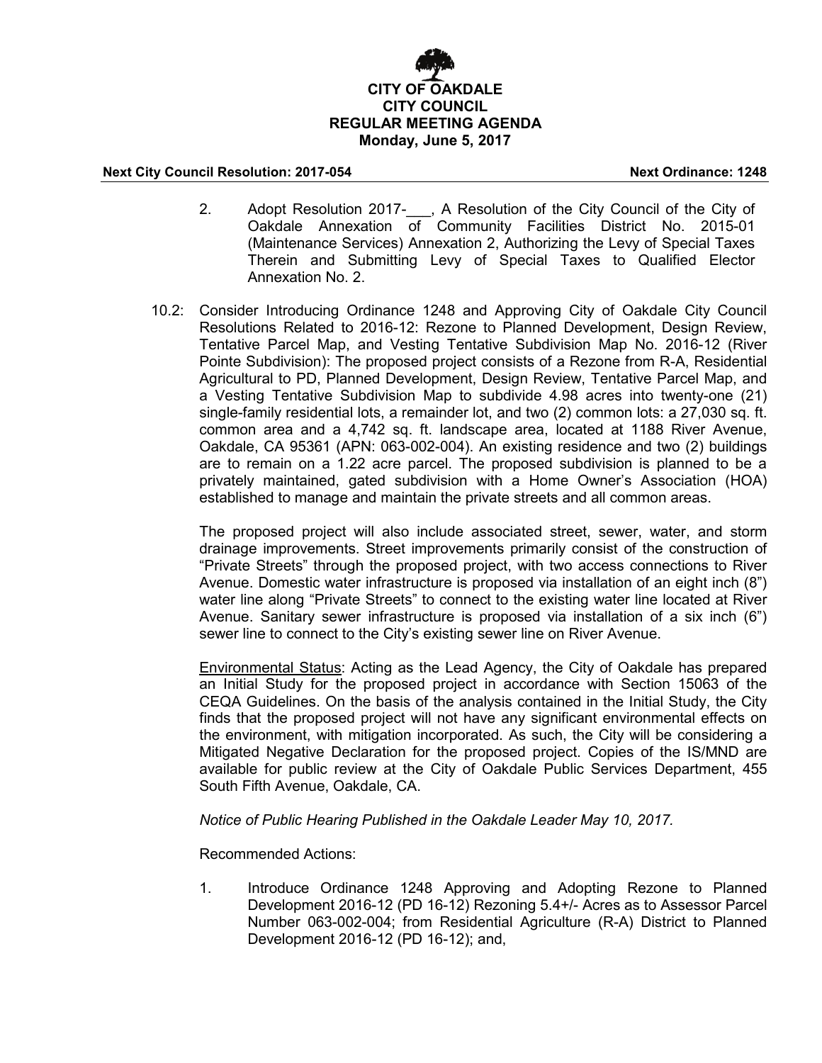2. Adopt Resolution 2017-___, A Resolution of the City Council of the City of Oakdale Annexation of Community Facilities District No. 2015-01 (Maintenance Services) Annexation 2, Authorizing the Levy of Special Taxes Therein and Submitting Levy of Special Taxes to Qualified Elector Annexation No. 2.

10.2: Consider Introducing Ordinance 1248 and Approving City of Oakdale City Council Resolutions Related to 2016-12: Rezone to Planned Development, Design Review, Tentative Parcel Map, and Vesting Tentative Subdivision Map No. 2016-12 (River Pointe Subdivision): The proposed project consists of a Rezone from R-A, Residential Agricultural to PD, Planned Development, Design Review, Tentative Parcel Map, and a Vesting Tentative Subdivision Map to subdivide 4.98 acres into twenty-one (21) single-family residential lots, a remainder lot, and two (2) common lots: a 27,030 sq. ft. common area and a 4,742 sq. ft. landscape area, located at 1188 River Avenue, Oakdale, CA 95361 (APN: 063-002-004). An existing residence and two (2) buildings are to remain on a 1.22 acre parcel. The proposed subdivision is planned to be a privately maintained, gated subdivision with a Home Owner's Association (HOA) established to manage and maintain the private streets and all common areas.

The proposed project will also include associated street, sewer, water, and storm drainage improvements. Street improvements primarily consist of the construction of "Private Streets" through the proposed project, with two access connections to River Avenue. Domestic water infrastructure is proposed via installation of an eight inch (8") water line along "Private Streets" to connect to the existing water line located at River Avenue. Sanitary sewer infrastructure is proposed via installation of a six inch (6") sewer line to connect to the City's existing sewer line on River Avenue.

Environmental Status: Acting as the Lead Agency, the City of Oakdale has prepared an Initial Study for the proposed project in accordance with Section 15063 of the CEQA Guidelines. On the basis of the analysis contained in the Initial Study, the City finds that the proposed project will not have any significant environmental effects on the environment, with mitigation incorporated. As such, the City will be considering a Mitigated Negative Declaration for the proposed project. Copies of the IS/MND are available for public review at the City of Oakdale Public Services Department, 455 South Fifth Avenue, Oakdale, CA.

*Notice of Public Hearing Published in the Oakdale Leader May 10, 2017.*

Recommended Actions:

1. Introduce Ordinance 1248 Approving and Adopting Rezone to Planned Development 2016-12 (PD 16-12) Rezoning 5.4+/- Acres as to Assessor Parcel Number 063-002-004; from Residential Agriculture (R-A) District to Planned Development 2016-12 (PD 16-12); and,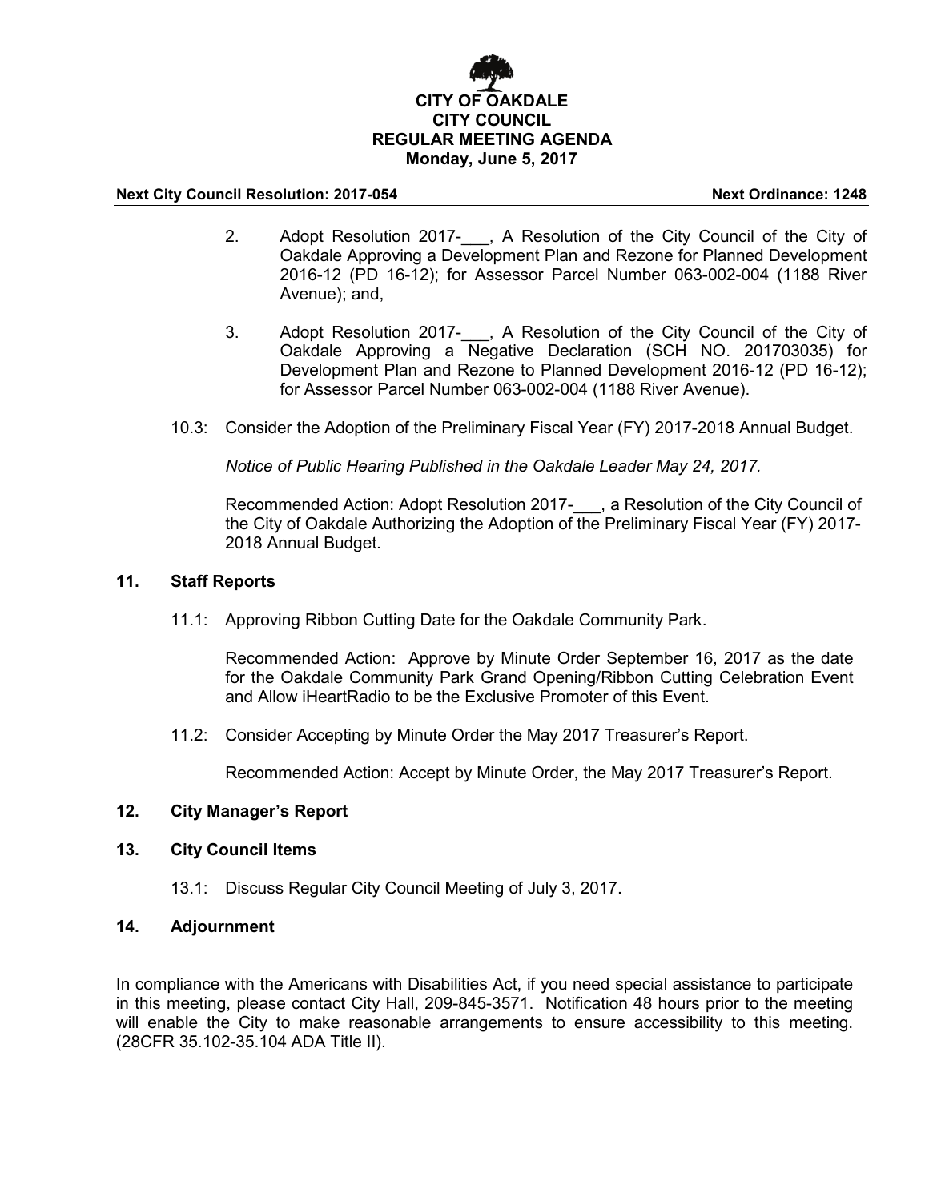**CITY OF OAKDALE**
**CITY COUNCIL**
**REGULAR MEETING AGENDA**
**Monday, June 5, 2017**

**Next City Council Resolution: 2017-054** **Next Ordinance: 1248**

2. Adopt Resolution 2017-___, A Resolution of the City Council of the City of Oakdale Approving a Development Plan and Rezone for Planned Development 2016-12 (PD 16-12); for Assessor Parcel Number 063-002-004 (1188 River Avenue); and,

3. Adopt Resolution 2017-___, A Resolution of the City Council of the City of Oakdale Approving a Negative Declaration (SCH NO. 201703035) for Development Plan and Rezone to Planned Development 2016-12 (PD 16-12); for Assessor Parcel Number 063-002-004 (1188 River Avenue).

10.3: Consider the Adoption of the Preliminary Fiscal Year (FY) 2017-2018 Annual Budget.

*Notice of Public Hearing Published in the Oakdale Leader May 24, 2017.*

Recommended Action: Adopt Resolution 2017-___, a Resolution of the City Council of the City of Oakdale Authorizing the Adoption of the Preliminary Fiscal Year (FY) 2017-2018 Annual Budget.

## 11. Staff Reports

11.1: Approving Ribbon Cutting Date for the Oakdale Community Park.

Recommended Action: Approve by Minute Order September 16, 2017 as the date for the Oakdale Community Park Grand Opening/Ribbon Cutting Celebration Event and Allow iHeartRadio to be the Exclusive Promoter of this Event.

11.2: Consider Accepting by Minute Order the May 2017 Treasurer's Report.

Recommended Action: Accept by Minute Order, the May 2017 Treasurer's Report.

## 12. City Manager's Report

## 13. City Council Items

13.1: Discuss Regular City Council Meeting of July 3, 2017.

## 14. Adjournment

In compliance with the Americans with Disabilities Act, if you need special assistance to participate in this meeting, please contact City Hall, 209-845-3571. Notification 48 hours prior to the meeting will enable the City to make reasonable arrangements to ensure accessibility to this meeting. (28CFR 35.102-35.104 ADA Title II).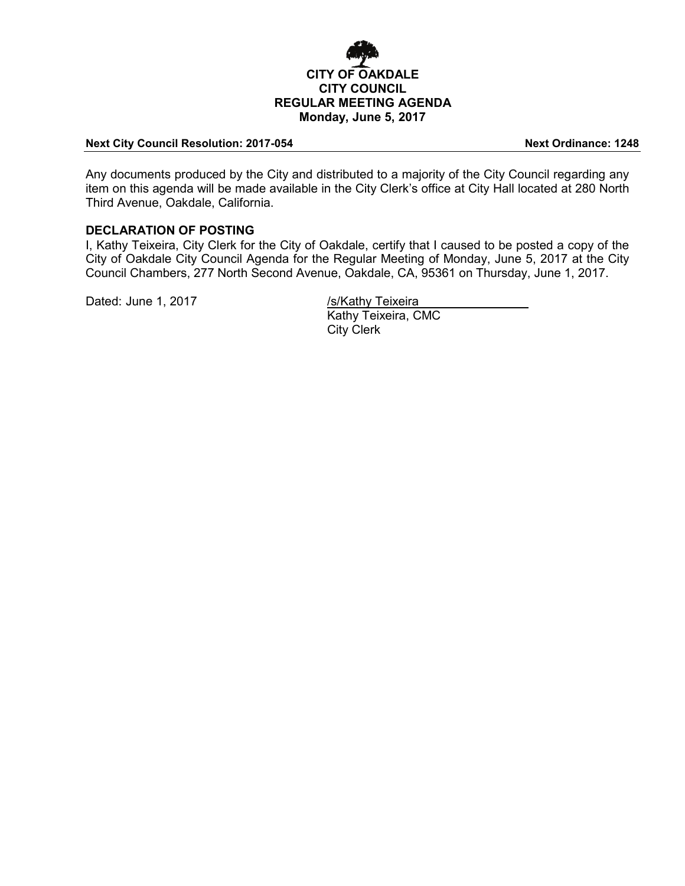**CITY OF OAKDALE**
**CITY COUNCIL**
**REGULAR MEETING AGENDA**
**Monday, June 5, 2017**

**Next City Council Resolution: 2017-054** **Next Ordinance: 1248**

Any documents produced by the City and distributed to a majority of the City Council regarding any item on this agenda will be made available in the City Clerk's office at City Hall located at 280 North Third Avenue, Oakdale, California.

**DECLARATION OF POSTING**
I, Kathy Teixeira, City Clerk for the City of Oakdale, certify that I caused to be posted a copy of the City of Oakdale City Council Agenda for the Regular Meeting of Monday, June 5, 2017 at the City Council Chambers, 277 North Second Avenue, Oakdale, CA, 95361 on Thursday, June 1, 2017.

Dated: June 1, 2017

/s/Kathy Teixeira
Kathy Teixeira, CMC
City Clerk